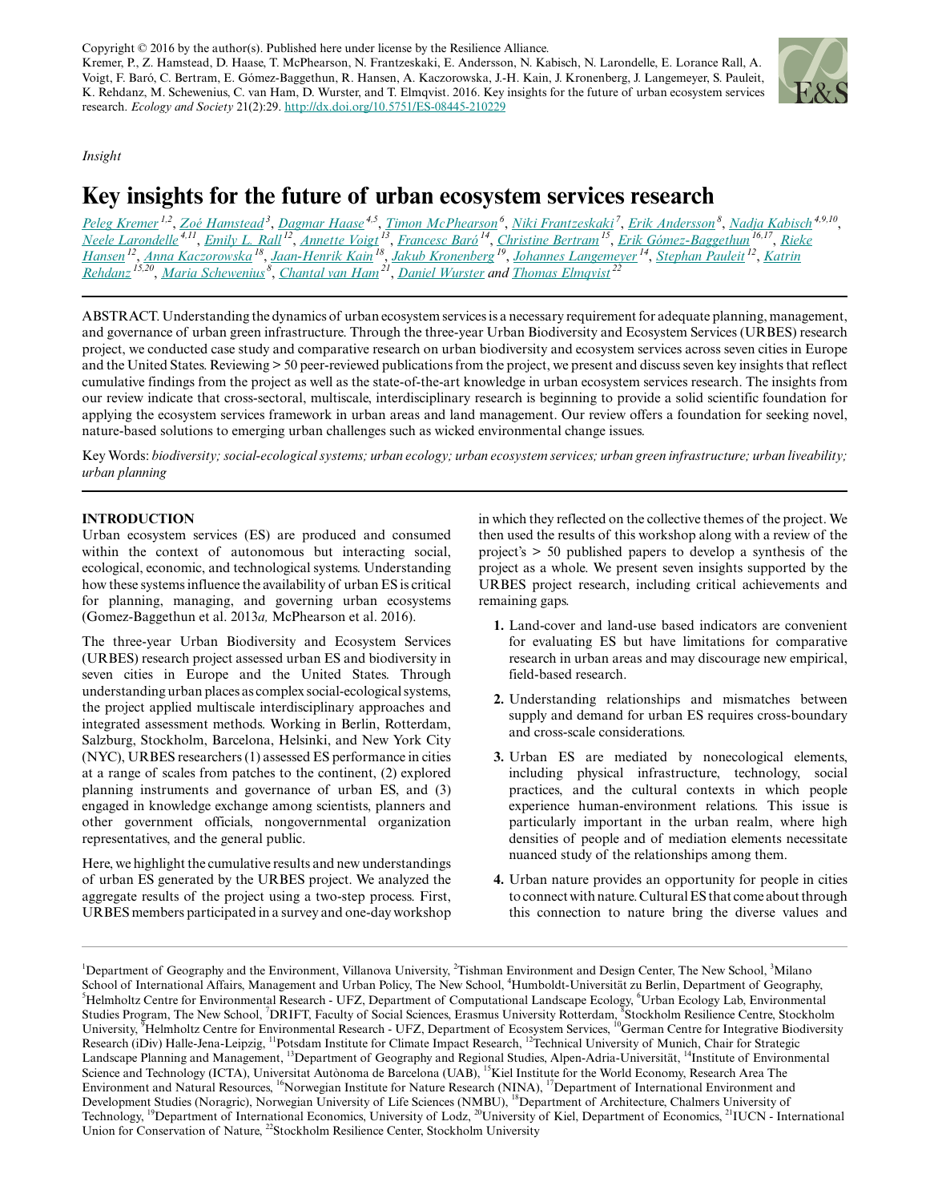Copyright © 2016 by the author(s). Published here under license by the Resilience Alliance.
Kremer, P., Z. Hamstead, D. Haase, T. McPhearson, N. Frantzeskaki, E. Andersson, N. Kabisch, N. Larondelle, E. Lorance Rall, A. Voigt, F. Baró, C. Bertram, E. Gómez-Baggethun, R. Hansen, A. Kaczorowska, J.-H. Kain, J. Kronenberg, J. Langemeyer, S. Pauleit, K. Rehdanz, M. Schewenius, C. van Ham, D. Wurster, and T. Elmqvist. 2016. Key insights for the future of urban ecosystem services research. *Ecology and Society* 21(2):29. http://dx.doi.org/10.5751/ES-08445-210229

*Insight*

# Key insights for the future of urban ecosystem services research

Peleg Kremer [1,2], Zoé Hamstead [3], Dagmar Haase [4,5], Timon McPhearson [6], Niki Frantzeskaki [7], Erik Andersson [8], Nadja Kabisch [4,9,10], Neele Larondelle [4,11], Emily L. Rall [12], Annette Voigt [13], Francesc Baró [14], Christine Bertram [15], Erik Gómez-Baggethun [16,17], Rieke Hansen [12], Anna Kaczorowska [18], Jaan-Henrik Kain [18], Jakub Kronenberg [19], Johannes Langemeyer [14], Stephan Pauleit [12], Katrin Rehdanz [15,20], Maria Schewenius [8], Chantal van Ham [21], Daniel Wurster and Thomas Elmqvist [22]

ABSTRACT. Understanding the dynamics of urban ecosystem services is a necessary requirement for adequate planning, management, and governance of urban green infrastructure. Through the three-year Urban Biodiversity and Ecosystem Services (URBES) research project, we conducted case study and comparative research on urban biodiversity and ecosystem services across seven cities in Europe and the United States. Reviewing > 50 peer-reviewed publications from the project, we present and discuss seven key insights that reflect cumulative findings from the project as well as the state-of-the-art knowledge in urban ecosystem services research. The insights from our review indicate that cross-sectoral, multiscale, interdisciplinary research is beginning to provide a solid scientific foundation for applying the ecosystem services framework in urban areas and land management. Our review offers a foundation for seeking novel, nature-based solutions to emerging urban challenges such as wicked environmental change issues.

Key Words: *biodiversity; social-ecological systems; urban ecology; urban ecosystem services; urban green infrastructure; urban liveability; urban planning*

## INTRODUCTION

Urban ecosystem services (ES) are produced and consumed within the context of autonomous but interacting social, ecological, economic, and technological systems. Understanding how these systems influence the availability of urban ES is critical for planning, managing, and governing urban ecosystems (Gomez-Baggethun et al. 2013*a,* McPhearson et al. 2016).

The three-year Urban Biodiversity and Ecosystem Services (URBES) research project assessed urban ES and biodiversity in seven cities in Europe and the United States. Through understanding urban places as complex social-ecological systems, the project applied multiscale interdisciplinary approaches and integrated assessment methods. Working in Berlin, Rotterdam, Salzburg, Stockholm, Barcelona, Helsinki, and New York City (NYC), URBES researchers (1) assessed ES performance in cities at a range of scales from patches to the continent, (2) explored planning instruments and governance of urban ES, and (3) engaged in knowledge exchange among scientists, planners and other government officials, nongovernmental organization representatives, and the general public.

Here, we highlight the cumulative results and new understandings of urban ES generated by the URBES project. We analyzed the aggregate results of the project using a two-step process. First, URBES members participated in a survey and one-day workshop in which they reflected on the collective themes of the project. We then used the results of this workshop along with a review of the project's > 50 published papers to develop a synthesis of the project as a whole. We present seven insights supported by the URBES project research, including critical achievements and remaining gaps.

1. Land-cover and land-use based indicators are convenient for evaluating ES but have limitations for comparative research in urban areas and may discourage new empirical, field-based research.
2. Understanding relationships and mismatches between supply and demand for urban ES requires cross-boundary and cross-scale considerations.
3. Urban ES are mediated by nonecological elements, including physical infrastructure, technology, social practices, and the cultural contexts in which people experience human-environment relations. This issue is particularly important in the urban realm, where high densities of people and of mediation elements necessitate nuanced study of the relationships among them.
4. Urban nature provides an opportunity for people in cities to connect with nature. Cultural ES that come about through this connection to nature bring the diverse values and

[1]Department of Geography and the Environment, Villanova University, [2]Tishman Environment and Design Center, The New School, [3]Milano School of International Affairs, Management and Urban Policy, The New School, [4]Humboldt-Universität zu Berlin, Department of Geography, [5]Helmholtz Centre for Environmental Research - UFZ, Department of Computational Landscape Ecology, [6]Urban Ecology Lab, Environmental Studies Program, The New School, [7]DRIFT, Faculty of Social Sciences, Erasmus University Rotterdam, [8]Stockholm Resilience Centre, Stockholm University, [9]Helmholtz Centre for Environmental Research - UFZ, Department of Ecosystem Services, [10]German Centre for Integrative Biodiversity Research (iDiv) Halle-Jena-Leipzig, [11]Potsdam Institute for Climate Impact Research, [12]Technical University of Munich, Chair for Strategic Landscape Planning and Management, [13]Department of Geography and Regional Studies, Alpen-Adria-Universität, [14]Institute of Environmental Science and Technology (ICTA), Universitat Autònoma de Barcelona (UAB), [15]Kiel Institute for the World Economy, Research Area The Environment and Natural Resources, [16]Norwegian Institute for Nature Research (NINA), [17]Department of International Environment and Development Studies (Noragric), Norwegian University of Life Sciences (NMBU), [18]Department of Architecture, Chalmers University of Technology, [19]Department of International Economics, University of Lodz, [20]University of Kiel, Department of Economics, [21]IUCN - International Union for Conservation of Nature, [22]Stockholm Resilience Center, Stockholm University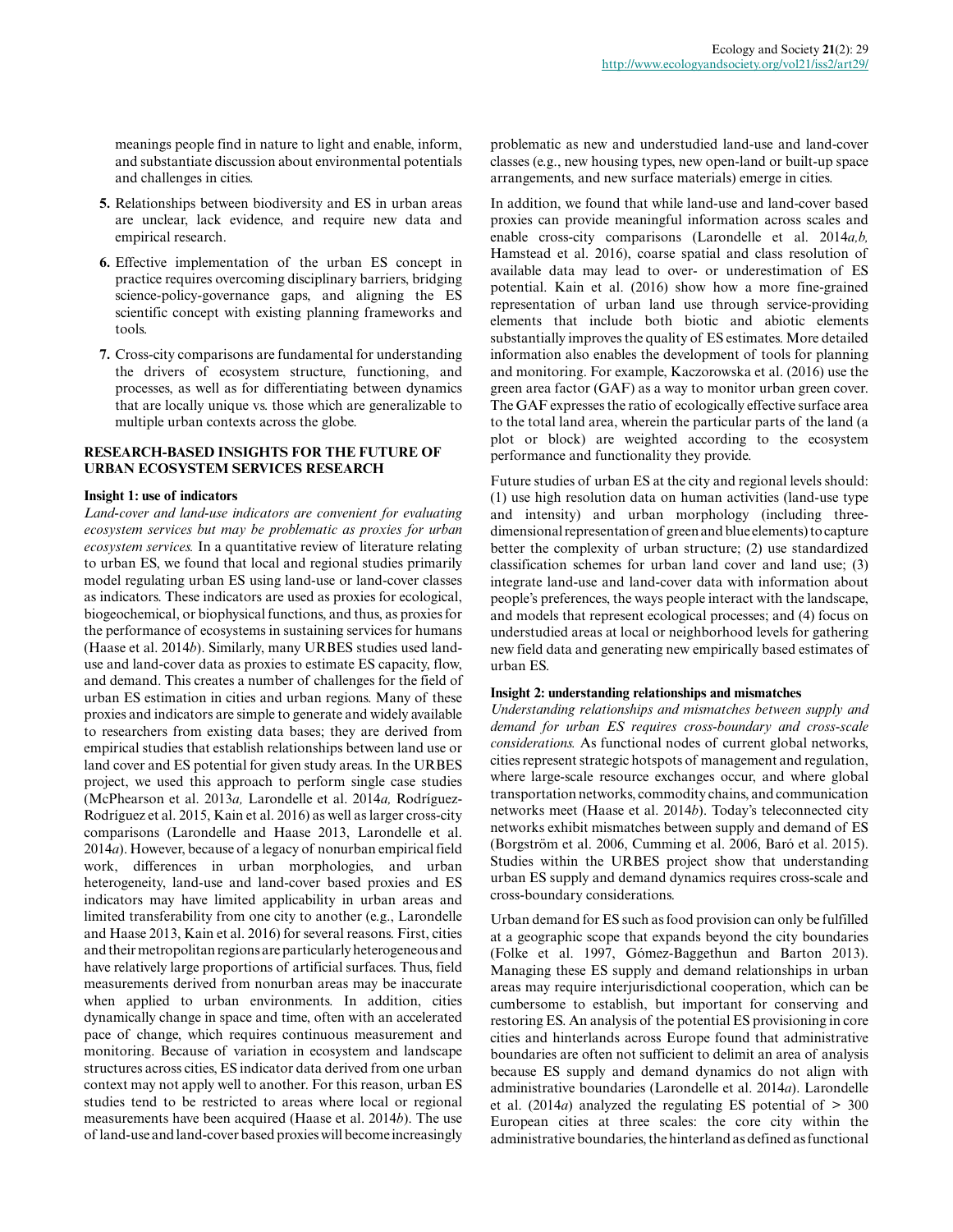meanings people find in nature to light and enable, inform, and substantiate discussion about environmental potentials and challenges in cities.

5. Relationships between biodiversity and ES in urban areas are unclear, lack evidence, and require new data and empirical research.
6. Effective implementation of the urban ES concept in practice requires overcoming disciplinary barriers, bridging science-policy-governance gaps, and aligning the ES scientific concept with existing planning frameworks and tools.
7. Cross-city comparisons are fundamental for understanding the drivers of ecosystem structure, functioning, and processes, as well as for differentiating between dynamics that are locally unique vs. those which are generalizable to multiple urban contexts across the globe.

## RESEARCH-BASED INSIGHTS FOR THE FUTURE OF URBAN ECOSYSTEM SERVICES RESEARCH

### Insight 1: use of indicators

*Land-cover and land-use indicators are convenient for evaluating ecosystem services but may be problematic as proxies for urban ecosystem services.* In a quantitative review of literature relating to urban ES, we found that local and regional studies primarily model regulating urban ES using land-use or land-cover classes as indicators. These indicators are used as proxies for ecological, biogeochemical, or biophysical functions, and thus, as proxies for the performance of ecosystems in sustaining services for humans (Haase et al. 2014*b*). Similarly, many URBES studies used land-use and land-cover data as proxies to estimate ES capacity, flow, and demand. This creates a number of challenges for the field of urban ES estimation in cities and urban regions. Many of these proxies and indicators are simple to generate and widely available to researchers from existing data bases; they are derived from empirical studies that establish relationships between land use or land cover and ES potential for given study areas. In the URBES project, we used this approach to perform single case studies (McPhearson et al. 2013*a,* Larondelle et al. 2014*a,* Rodríguez-Rodríguez et al. 2015, Kain et al. 2016) as well as larger cross-city comparisons (Larondelle and Haase 2013, Larondelle et al. 2014*a*). However, because of a legacy of nonurban empirical field work, differences in urban morphologies, and urban heterogeneity, land-use and land-cover based proxies and ES indicators may have limited applicability in urban areas and limited transferability from one city to another (e.g., Larondelle and Haase 2013, Kain et al. 2016) for several reasons. First, cities and their metropolitan regions are particularly heterogeneous and have relatively large proportions of artificial surfaces. Thus, field measurements derived from nonurban areas may be inaccurate when applied to urban environments. In addition, cities dynamically change in space and time, often with an accelerated pace of change, which requires continuous measurement and monitoring. Because of variation in ecosystem and landscape structures across cities, ES indicator data derived from one urban context may not apply well to another. For this reason, urban ES studies tend to be restricted to areas where local or regional measurements have been acquired (Haase et al. 2014*b*). The use of land-use and land-cover based proxies will become increasingly problematic as new and understudied land-use and land-cover classes (e.g., new housing types, new open-land or built-up space arrangements, and new surface materials) emerge in cities.

In addition, we found that while land-use and land-cover based proxies can provide meaningful information across scales and enable cross-city comparisons (Larondelle et al. 2014*a,b,* Hamstead et al. 2016), coarse spatial and class resolution of available data may lead to over- or underestimation of ES potential. Kain et al. (2016) show how a more fine-grained representation of urban land use through service-providing elements that include both biotic and abiotic elements substantially improves the quality of ES estimates. More detailed information also enables the development of tools for planning and monitoring. For example, Kaczorowska et al. (2016) use the green area factor (GAF) as a way to monitor urban green cover. The GAF expresses the ratio of ecologically effective surface area to the total land area, wherein the particular parts of the land (a plot or block) are weighted according to the ecosystem performance and functionality they provide.

Future studies of urban ES at the city and regional levels should: (1) use high resolution data on human activities (land-use type and intensity) and urban morphology (including three-dimensional representation of green and blue elements) to capture better the complexity of urban structure; (2) use standardized classification schemes for urban land cover and land use; (3) integrate land-use and land-cover data with information about people's preferences, the ways people interact with the landscape, and models that represent ecological processes; and (4) focus on understudied areas at local or neighborhood levels for gathering new field data and generating new empirically based estimates of urban ES.

### Insight 2: understanding relationships and mismatches

*Understanding relationships and mismatches between supply and demand for urban ES requires cross-boundary and cross-scale considerations.* As functional nodes of current global networks, cities represent strategic hotspots of management and regulation, where large-scale resource exchanges occur, and where global transportation networks, commodity chains, and communication networks meet (Haase et al. 2014*b*). Today's teleconnected city networks exhibit mismatches between supply and demand of ES (Borgström et al. 2006, Cumming et al. 2006, Baró et al. 2015). Studies within the URBES project show that understanding urban ES supply and demand dynamics requires cross-scale and cross-boundary considerations.

Urban demand for ES such as food provision can only be fulfilled at a geographic scope that expands beyond the city boundaries (Folke et al. 1997, Gómez-Baggethun and Barton 2013). Managing these ES supply and demand relationships in urban areas may require interjurisdictional cooperation, which can be cumbersome to establish, but important for conserving and restoring ES. An analysis of the potential ES provisioning in core cities and hinterlands across Europe found that administrative boundaries are often not sufficient to delimit an area of analysis because ES supply and demand dynamics do not align with administrative boundaries (Larondelle et al. 2014*a*). Larondelle et al. (2014*a*) analyzed the regulating ES potential of > 300 European cities at three scales: the core city within the administrative boundaries, the hinterland as defined as functional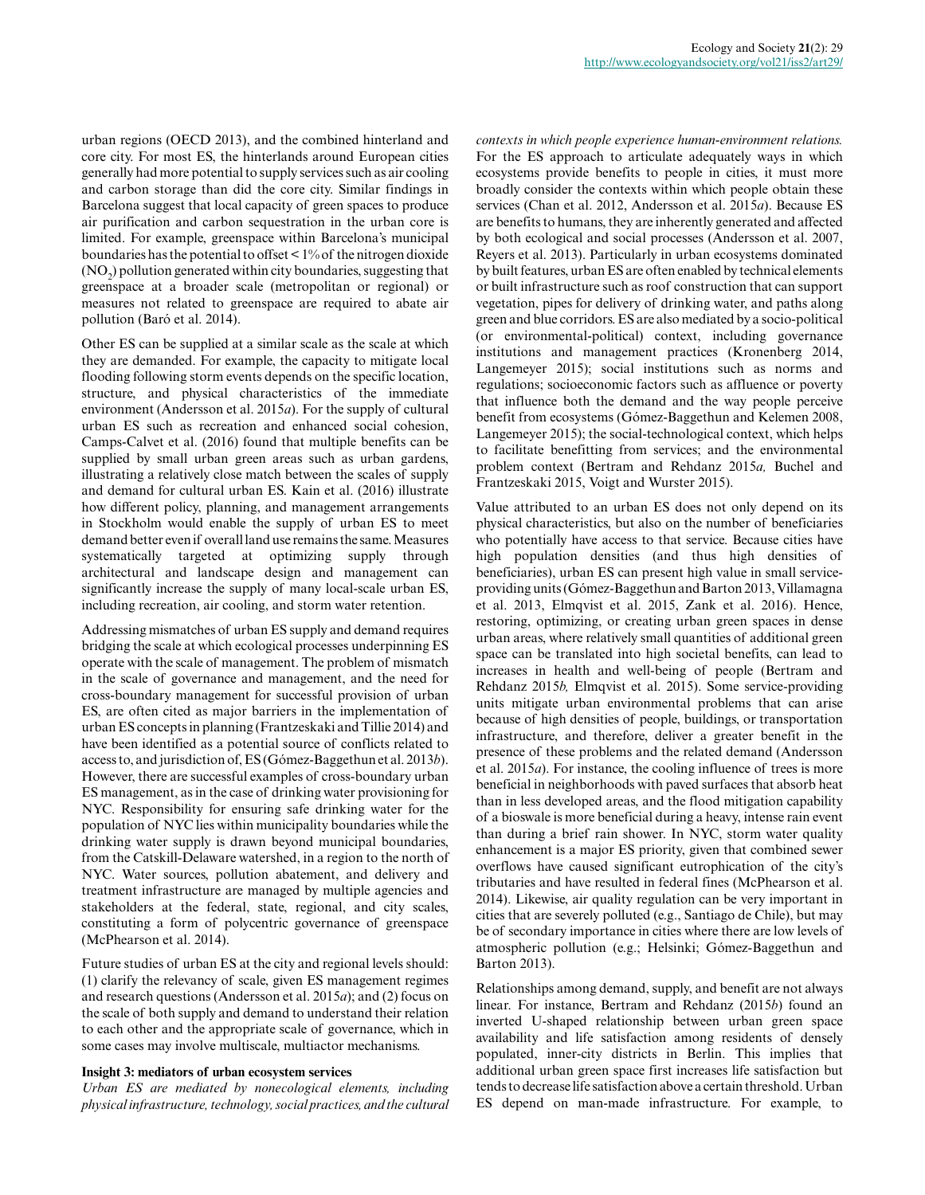urban regions (OECD 2013), and the combined hinterland and core city. For most ES, the hinterlands around European cities generally had more potential to supply services such as air cooling and carbon storage than did the core city. Similar findings in Barcelona suggest that local capacity of green spaces to produce air purification and carbon sequestration in the urban core is limited. For example, greenspace within Barcelona's municipal boundaries has the potential to offset < 1% of the nitrogen dioxide ($NO_2$) pollution generated within city boundaries, suggesting that greenspace at a broader scale (metropolitan or regional) or measures not related to greenspace are required to abate air pollution (Baró et al. 2014).

Other ES can be supplied at a similar scale as the scale at which they are demanded. For example, the capacity to mitigate local flooding following storm events depends on the specific location, structure, and physical characteristics of the immediate environment (Andersson et al. 2015*a*). For the supply of cultural urban ES such as recreation and enhanced social cohesion, Camps-Calvet et al. (2016) found that multiple benefits can be supplied by small urban green areas such as urban gardens, illustrating a relatively close match between the scales of supply and demand for cultural urban ES. Kain et al. (2016) illustrate how different policy, planning, and management arrangements in Stockholm would enable the supply of urban ES to meet demand better even if overall land use remains the same. Measures systematically targeted at optimizing supply through architectural and landscape design and management can significantly increase the supply of many local-scale urban ES, including recreation, air cooling, and storm water retention.

Addressing mismatches of urban ES supply and demand requires bridging the scale at which ecological processes underpinning ES operate with the scale of management. The problem of mismatch in the scale of governance and management, and the need for cross-boundary management for successful provision of urban ES, are often cited as major barriers in the implementation of urban ES concepts in planning (Frantzeskaki and Tillie 2014) and have been identified as a potential source of conflicts related to access to, and jurisdiction of, ES (Gómez-Baggethun et al. 2013*b*). However, there are successful examples of cross-boundary urban ES management, as in the case of drinking water provisioning for NYC. Responsibility for ensuring safe drinking water for the population of NYC lies within municipality boundaries while the drinking water supply is drawn beyond municipal boundaries, from the Catskill-Delaware watershed, in a region to the north of NYC. Water sources, pollution abatement, and delivery and treatment infrastructure are managed by multiple agencies and stakeholders at the federal, state, regional, and city scales, constituting a form of polycentric governance of greenspace (McPhearson et al. 2014).

Future studies of urban ES at the city and regional levels should: (1) clarify the relevancy of scale, given ES management regimes and research questions (Andersson et al. 2015*a*); and (2) focus on the scale of both supply and demand to understand their relation to each other and the appropriate scale of governance, which in some cases may involve multiscale, multiactor mechanisms.

### Insight 3: mediators of urban ecosystem services

*Urban ES are mediated by nonecological elements, including physical infrastructure, technology, social practices, and the cultural contexts in which people experience human-environment relations.* For the ES approach to articulate adequately ways in which ecosystems provide benefits to people in cities, it must more broadly consider the contexts within which people obtain these services (Chan et al. 2012, Andersson et al. 2015*a*). Because ES are benefits to humans, they are inherently generated and affected by both ecological and social processes (Andersson et al. 2007, Reyers et al. 2013). Particularly in urban ecosystems dominated by built features, urban ES are often enabled by technical elements or built infrastructure such as roof construction that can support vegetation, pipes for delivery of drinking water, and paths along green and blue corridors. ES are also mediated by a socio-political (or environmental-political) context, including governance institutions and management practices (Kronenberg 2014, Langemeyer 2015); social institutions such as norms and regulations; socioeconomic factors such as affluence or poverty that influence both the demand and the way people perceive benefit from ecosystems (Gómez-Baggethun and Kelemen 2008, Langemeyer 2015); the social-technological context, which helps to facilitate benefitting from services; and the environmental problem context (Bertram and Rehdanz 2015*a,* Buchel and Frantzeskaki 2015, Voigt and Wurster 2015).

Value attributed to an urban ES does not only depend on its physical characteristics, but also on the number of beneficiaries who potentially have access to that service. Because cities have high population densities (and thus high densities of beneficiaries), urban ES can present high value in small service-providing units (Gómez-Baggethun and Barton 2013, Villamagna et al. 2013, Elmqvist et al. 2015, Zank et al. 2016). Hence, restoring, optimizing, or creating urban green spaces in dense urban areas, where relatively small quantities of additional green space can be translated into high societal benefits, can lead to increases in health and well-being of people (Bertram and Rehdanz 2015*b,* Elmqvist et al. 2015). Some service-providing units mitigate urban environmental problems that can arise because of high densities of people, buildings, or transportation infrastructure, and therefore, deliver a greater benefit in the presence of these problems and the related demand (Andersson et al. 2015*a*). For instance, the cooling influence of trees is more beneficial in neighborhoods with paved surfaces that absorb heat than in less developed areas, and the flood mitigation capability of a bioswale is more beneficial during a heavy, intense rain event than during a brief rain shower. In NYC, storm water quality enhancement is a major ES priority, given that combined sewer overflows have caused significant eutrophication of the city's tributaries and have resulted in federal fines (McPhearson et al. 2014). Likewise, air quality regulation can be very important in cities that are severely polluted (e.g., Santiago de Chile), but may be of secondary importance in cities where there are low levels of atmospheric pollution (e.g.; Helsinki; Gómez-Baggethun and Barton 2013).

Relationships among demand, supply, and benefit are not always linear. For instance, Bertram and Rehdanz (2015*b*) found an inverted U-shaped relationship between urban green space availability and life satisfaction among residents of densely populated, inner-city districts in Berlin. This implies that additional urban green space first increases life satisfaction but tends to decrease life satisfaction above a certain threshold. Urban ES depend on man-made infrastructure. For example, to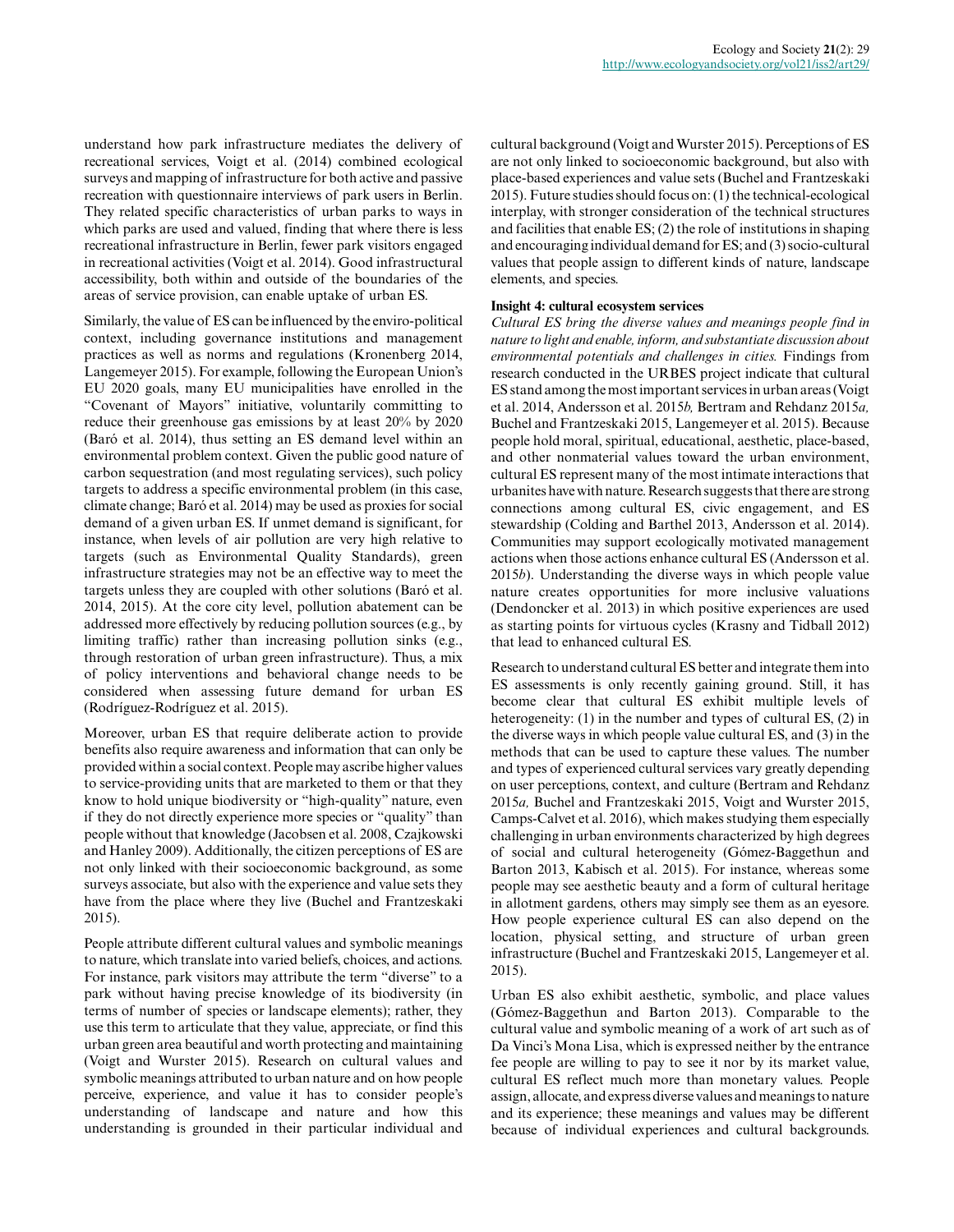understand how park infrastructure mediates the delivery of recreational services, Voigt et al. (2014) combined ecological surveys and mapping of infrastructure for both active and passive recreation with questionnaire interviews of park users in Berlin. They related specific characteristics of urban parks to ways in which parks are used and valued, finding that where there is less recreational infrastructure in Berlin, fewer park visitors engaged in recreational activities (Voigt et al. 2014). Good infrastructural accessibility, both within and outside of the boundaries of the areas of service provision, can enable uptake of urban ES.

Similarly, the value of ES can be influenced by the enviro-political context, including governance institutions and management practices as well as norms and regulations (Kronenberg 2014, Langemeyer 2015). For example, following the European Union's EU 2020 goals, many EU municipalities have enrolled in the "Covenant of Mayors" initiative, voluntarily committing to reduce their greenhouse gas emissions by at least 20% by 2020 (Baró et al. 2014), thus setting an ES demand level within an environmental problem context. Given the public good nature of carbon sequestration (and most regulating services), such policy targets to address a specific environmental problem (in this case, climate change; Baró et al. 2014) may be used as proxies for social demand of a given urban ES. If unmet demand is significant, for instance, when levels of air pollution are very high relative to targets (such as Environmental Quality Standards), green infrastructure strategies may not be an effective way to meet the targets unless they are coupled with other solutions (Baró et al. 2014, 2015). At the core city level, pollution abatement can be addressed more effectively by reducing pollution sources (e.g., by limiting traffic) rather than increasing pollution sinks (e.g., through restoration of urban green infrastructure). Thus, a mix of policy interventions and behavioral change needs to be considered when assessing future demand for urban ES (Rodríguez-Rodríguez et al. 2015).

Moreover, urban ES that require deliberate action to provide benefits also require awareness and information that can only be provided within a social context. People may ascribe higher values to service-providing units that are marketed to them or that they know to hold unique biodiversity or "high-quality" nature, even if they do not directly experience more species or "quality" than people without that knowledge (Jacobsen et al. 2008, Czajkowski and Hanley 2009). Additionally, the citizen perceptions of ES are not only linked with their socioeconomic background, as some surveys associate, but also with the experience and value sets they have from the place where they live (Buchel and Frantzeskaki 2015).

People attribute different cultural values and symbolic meanings to nature, which translate into varied beliefs, choices, and actions. For instance, park visitors may attribute the term "diverse" to a park without having precise knowledge of its biodiversity (in terms of number of species or landscape elements); rather, they use this term to articulate that they value, appreciate, or find this urban green area beautiful and worth protecting and maintaining (Voigt and Wurster 2015). Research on cultural values and symbolic meanings attributed to urban nature and on how people perceive, experience, and value it has to consider people's understanding of landscape and nature and how this understanding is grounded in their particular individual and cultural background (Voigt and Wurster 2015). Perceptions of ES are not only linked to socioeconomic background, but also with place-based experiences and value sets (Buchel and Frantzeskaki 2015). Future studies should focus on: (1) the technical-ecological interplay, with stronger consideration of the technical structures and facilities that enable ES; (2) the role of institutions in shaping and encouraging individual demand for ES; and (3) socio-cultural values that people assign to different kinds of nature, landscape elements, and species.

#### Insight 4: cultural ecosystem services

*Cultural ES bring the diverse values and meanings people find in nature to light and enable, inform, and substantiate discussion about environmental potentials and challenges in cities.* Findings from research conducted in the URBES project indicate that cultural ES stand among the most important services in urban areas (Voigt et al. 2014, Andersson et al. 2015*b,* Bertram and Rehdanz 2015*a,* Buchel and Frantzeskaki 2015, Langemeyer et al. 2015). Because people hold moral, spiritual, educational, aesthetic, place-based, and other nonmaterial values toward the urban environment, cultural ES represent many of the most intimate interactions that urbanites have with nature. Research suggests that there are strong connections among cultural ES, civic engagement, and ES stewardship (Colding and Barthel 2013, Andersson et al. 2014). Communities may support ecologically motivated management actions when those actions enhance cultural ES (Andersson et al. 2015*b*). Understanding the diverse ways in which people value nature creates opportunities for more inclusive valuations (Dendoncker et al. 2013) in which positive experiences are used as starting points for virtuous cycles (Krasny and Tidball 2012) that lead to enhanced cultural ES.

Research to understand cultural ES better and integrate them into ES assessments is only recently gaining ground. Still, it has become clear that cultural ES exhibit multiple levels of heterogeneity: (1) in the number and types of cultural ES, (2) in the diverse ways in which people value cultural ES, and (3) in the methods that can be used to capture these values. The number and types of experienced cultural services vary greatly depending on user perceptions, context, and culture (Bertram and Rehdanz 2015*a,* Buchel and Frantzeskaki 2015, Voigt and Wurster 2015, Camps-Calvet et al. 2016), which makes studying them especially challenging in urban environments characterized by high degrees of social and cultural heterogeneity (Gómez-Baggethun and Barton 2013, Kabisch et al. 2015). For instance, whereas some people may see aesthetic beauty and a form of cultural heritage in allotment gardens, others may simply see them as an eyesore. How people experience cultural ES can also depend on the location, physical setting, and structure of urban green infrastructure (Buchel and Frantzeskaki 2015, Langemeyer et al. 2015).

Urban ES also exhibit aesthetic, symbolic, and place values (Gómez-Baggethun and Barton 2013). Comparable to the cultural value and symbolic meaning of a work of art such as of Da Vinci's Mona Lisa, which is expressed neither by the entrance fee people are willing to pay to see it nor by its market value, cultural ES reflect much more than monetary values. People assign, allocate, and express diverse values and meanings to nature and its experience; these meanings and values may be different because of individual experiences and cultural backgrounds.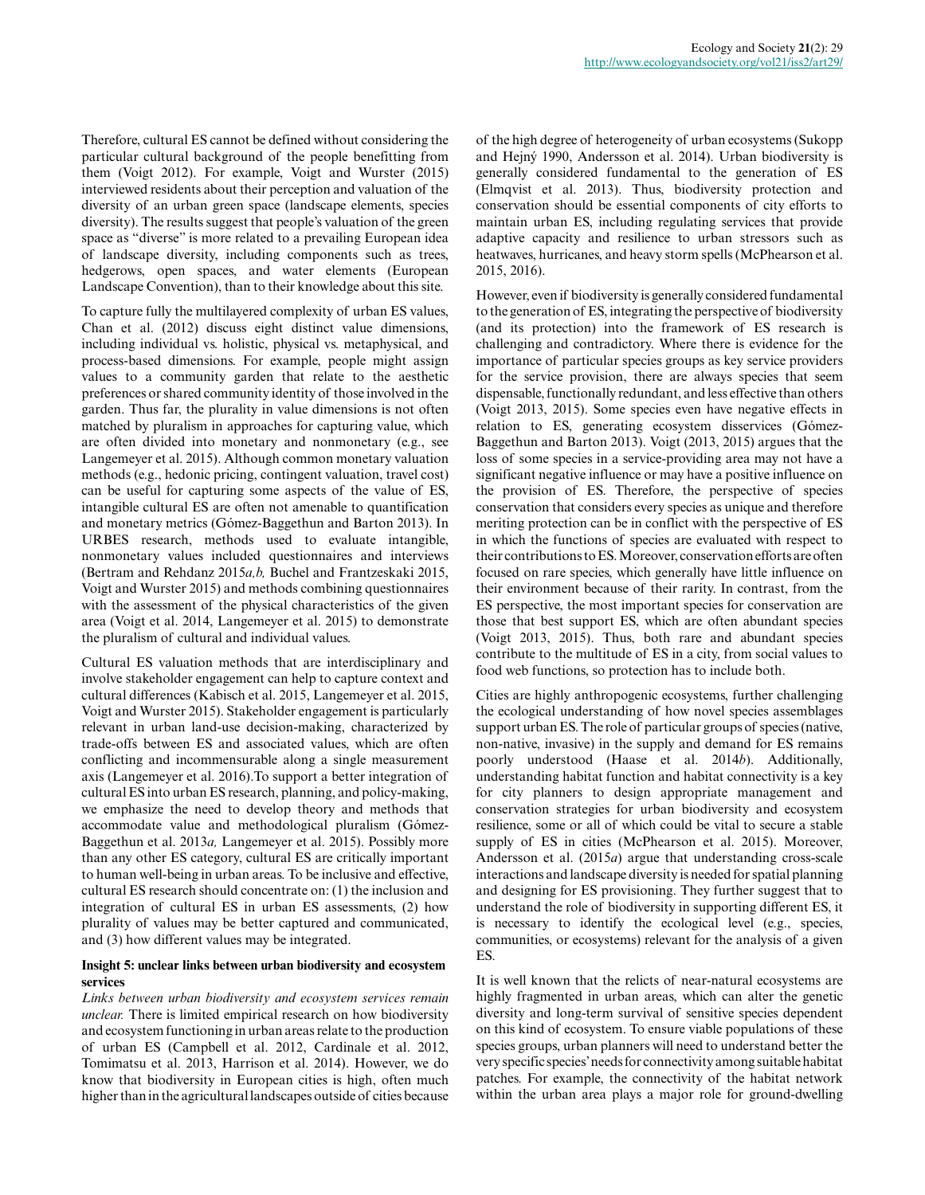Therefore, cultural ES cannot be defined without considering the particular cultural background of the people benefitting from them (Voigt 2012). For example, Voigt and Wurster (2015) interviewed residents about their perception and valuation of the diversity of an urban green space (landscape elements, species diversity). The results suggest that people's valuation of the green space as "diverse" is more related to a prevailing European idea of landscape diversity, including components such as trees, hedgerows, open spaces, and water elements (European Landscape Convention), than to their knowledge about this site.

To capture fully the multilayered complexity of urban ES values, Chan et al. (2012) discuss eight distinct value dimensions, including individual vs. holistic, physical vs. metaphysical, and process-based dimensions. For example, people might assign values to a community garden that relate to the aesthetic preferences or shared community identity of those involved in the garden. Thus far, the plurality in value dimensions is not often matched by pluralism in approaches for capturing value, which are often divided into monetary and nonmonetary (e.g., see Langemeyer et al. 2015). Although common monetary valuation methods (e.g., hedonic pricing, contingent valuation, travel cost) can be useful for capturing some aspects of the value of ES, intangible cultural ES are often not amenable to quantification and monetary metrics (Gómez-Baggethun and Barton 2013). In URBES research, methods used to evaluate intangible, nonmonetary values included questionnaires and interviews (Bertram and Rehdanz 2015*a,b,* Buchel and Frantzeskaki 2015, Voigt and Wurster 2015) and methods combining questionnaires with the assessment of the physical characteristics of the given area (Voigt et al. 2014, Langemeyer et al. 2015) to demonstrate the pluralism of cultural and individual values.

Cultural ES valuation methods that are interdisciplinary and involve stakeholder engagement can help to capture context and cultural differences (Kabisch et al. 2015, Langemeyer et al. 2015, Voigt and Wurster 2015). Stakeholder engagement is particularly relevant in urban land-use decision-making, characterized by trade-offs between ES and associated values, which are often conflicting and incommensurable along a single measurement axis (Langemeyer et al. 2016).To support a better integration of cultural ES into urban ES research, planning, and policy-making, we emphasize the need to develop theory and methods that accommodate value and methodological pluralism (Gómez-Baggethun et al. 2013*a,* Langemeyer et al. 2015). Possibly more than any other ES category, cultural ES are critically important to human well-being in urban areas. To be inclusive and effective, cultural ES research should concentrate on: (1) the inclusion and integration of cultural ES in urban ES assessments, (2) how plurality of values may be better captured and communicated, and (3) how different values may be integrated.

### Insight 5: unclear links between urban biodiversity and ecosystem services

*Links between urban biodiversity and ecosystem services remain unclear.* There is limited empirical research on how biodiversity and ecosystem functioning in urban areas relate to the production of urban ES (Campbell et al. 2012, Cardinale et al. 2012, Tomimatsu et al. 2013, Harrison et al. 2014). However, we do know that biodiversity in European cities is high, often much higher than in the agricultural landscapes outside of cities because of the high degree of heterogeneity of urban ecosystems (Sukopp and Hejný 1990, Andersson et al. 2014). Urban biodiversity is generally considered fundamental to the generation of ES (Elmqvist et al. 2013). Thus, biodiversity protection and conservation should be essential components of city efforts to maintain urban ES, including regulating services that provide adaptive capacity and resilience to urban stressors such as heatwaves, hurricanes, and heavy storm spells (McPhearson et al. 2015, 2016).

However, even if biodiversity is generally considered fundamental to the generation of ES, integrating the perspective of biodiversity (and its protection) into the framework of ES research is challenging and contradictory. Where there is evidence for the importance of particular species groups as key service providers for the service provision, there are always species that seem dispensable, functionally redundant, and less effective than others (Voigt 2013, 2015). Some species even have negative effects in relation to ES, generating ecosystem disservices (Gómez-Baggethun and Barton 2013). Voigt (2013, 2015) argues that the loss of some species in a service-providing area may not have a significant negative influence or may have a positive influence on the provision of ES. Therefore, the perspective of species conservation that considers every species as unique and therefore meriting protection can be in conflict with the perspective of ES in which the functions of species are evaluated with respect to their contributions to ES. Moreover, conservation efforts are often focused on rare species, which generally have little influence on their environment because of their rarity. In contrast, from the ES perspective, the most important species for conservation are those that best support ES, which are often abundant species (Voigt 2013, 2015). Thus, both rare and abundant species contribute to the multitude of ES in a city, from social values to food web functions, so protection has to include both.

Cities are highly anthropogenic ecosystems, further challenging the ecological understanding of how novel species assemblages support urban ES. The role of particular groups of species (native, non-native, invasive) in the supply and demand for ES remains poorly understood (Haase et al. 2014*b*). Additionally, understanding habitat function and habitat connectivity is a key for city planners to design appropriate management and conservation strategies for urban biodiversity and ecosystem resilience, some or all of which could be vital to secure a stable supply of ES in cities (McPhearson et al. 2015). Moreover, Andersson et al. (2015*a*) argue that understanding cross-scale interactions and landscape diversity is needed for spatial planning and designing for ES provisioning. They further suggest that to understand the role of biodiversity in supporting different ES, it is necessary to identify the ecological level (e.g., species, communities, or ecosystems) relevant for the analysis of a given ES.

It is well known that the relicts of near-natural ecosystems are highly fragmented in urban areas, which can alter the genetic diversity and long-term survival of sensitive species dependent on this kind of ecosystem. To ensure viable populations of these species groups, urban planners will need to understand better the very specific species' needs for connectivity among suitable habitat patches. For example, the connectivity of the habitat network within the urban area plays a major role for ground-dwelling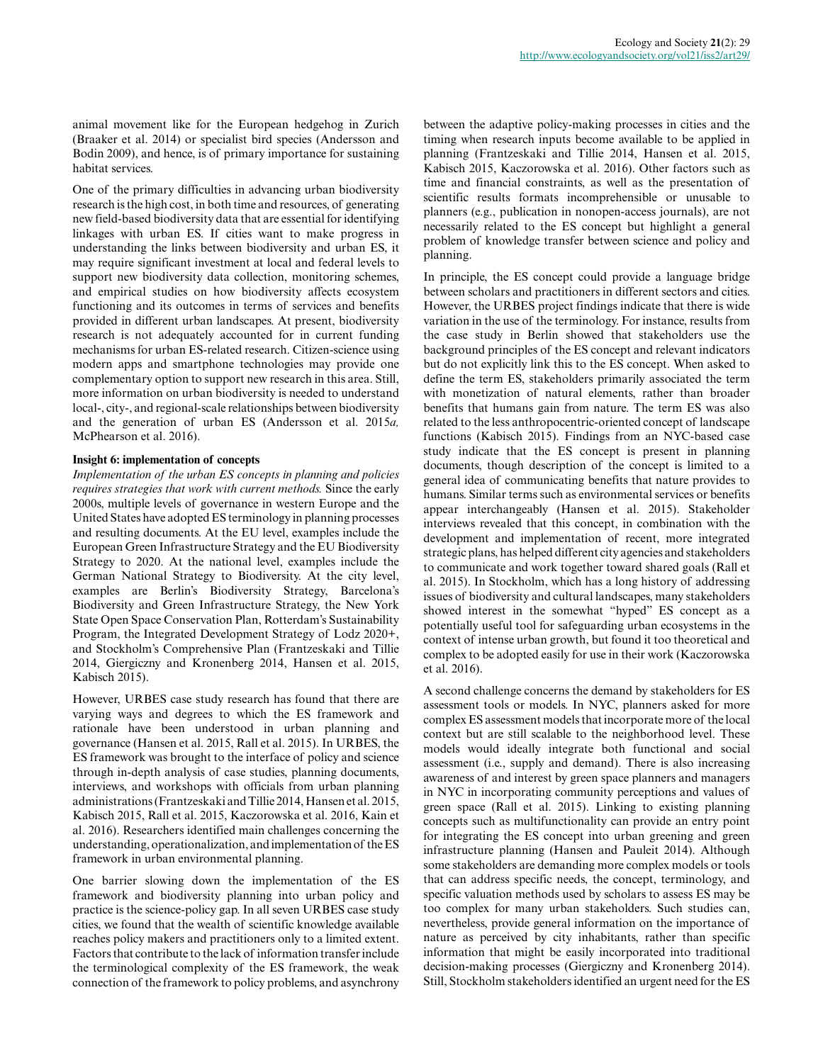animal movement like for the European hedgehog in Zurich (Braaker et al. 2014) or specialist bird species (Andersson and Bodin 2009), and hence, is of primary importance for sustaining habitat services.

One of the primary difficulties in advancing urban biodiversity research is the high cost, in both time and resources, of generating new field-based biodiversity data that are essential for identifying linkages with urban ES. If cities want to make progress in understanding the links between biodiversity and urban ES, it may require significant investment at local and federal levels to support new biodiversity data collection, monitoring schemes, and empirical studies on how biodiversity affects ecosystem functioning and its outcomes in terms of services and benefits provided in different urban landscapes. At present, biodiversity research is not adequately accounted for in current funding mechanisms for urban ES-related research. Citizen-science using modern apps and smartphone technologies may provide one complementary option to support new research in this area. Still, more information on urban biodiversity is needed to understand local-, city-, and regional-scale relationships between biodiversity and the generation of urban ES (Andersson et al. 2015*a,* McPhearson et al. 2016).

#### Insight 6: implementation of concepts

*Implementation of the urban ES concepts in planning and policies requires strategies that work with current methods.* Since the early 2000s, multiple levels of governance in western Europe and the United States have adopted ES terminology in planning processes and resulting documents. At the EU level, examples include the European Green Infrastructure Strategy and the EU Biodiversity Strategy to 2020. At the national level, examples include the German National Strategy to Biodiversity. At the city level, examples are Berlin's Biodiversity Strategy, Barcelona's Biodiversity and Green Infrastructure Strategy, the New York State Open Space Conservation Plan, Rotterdam's Sustainability Program, the Integrated Development Strategy of Lodz 2020+, and Stockholm's Comprehensive Plan (Frantzeskaki and Tillie 2014, Giergiczny and Kronenberg 2014, Hansen et al. 2015, Kabisch 2015).

However, URBES case study research has found that there are varying ways and degrees to which the ES framework and rationale have been understood in urban planning and governance (Hansen et al. 2015, Rall et al. 2015). In URBES, the ES framework was brought to the interface of policy and science through in-depth analysis of case studies, planning documents, interviews, and workshops with officials from urban planning administrations (Frantzeskaki and Tillie 2014, Hansen et al. 2015, Kabisch 2015, Rall et al. 2015, Kaczorowska et al. 2016, Kain et al. 2016). Researchers identified main challenges concerning the understanding, operationalization, and implementation of the ES framework in urban environmental planning.

One barrier slowing down the implementation of the ES framework and biodiversity planning into urban policy and practice is the science-policy gap. In all seven URBES case study cities, we found that the wealth of scientific knowledge available reaches policy makers and practitioners only to a limited extent. Factors that contribute to the lack of information transfer include the terminological complexity of the ES framework, the weak connection of the framework to policy problems, and asynchrony between the adaptive policy-making processes in cities and the timing when research inputs become available to be applied in planning (Frantzeskaki and Tillie 2014, Hansen et al. 2015, Kabisch 2015, Kaczorowska et al. 2016). Other factors such as time and financial constraints, as well as the presentation of scientific results formats incomprehensible or unusable to planners (e.g., publication in nonopen-access journals), are not necessarily related to the ES concept but highlight a general problem of knowledge transfer between science and policy and planning.

In principle, the ES concept could provide a language bridge between scholars and practitioners in different sectors and cities. However, the URBES project findings indicate that there is wide variation in the use of the terminology. For instance, results from the case study in Berlin showed that stakeholders use the background principles of the ES concept and relevant indicators but do not explicitly link this to the ES concept. When asked to define the term ES, stakeholders primarily associated the term with monetization of natural elements, rather than broader benefits that humans gain from nature. The term ES was also related to the less anthropocentric-oriented concept of landscape functions (Kabisch 2015). Findings from an NYC-based case study indicate that the ES concept is present in planning documents, though description of the concept is limited to a general idea of communicating benefits that nature provides to humans. Similar terms such as environmental services or benefits appear interchangeably (Hansen et al. 2015). Stakeholder interviews revealed that this concept, in combination with the development and implementation of recent, more integrated strategic plans, has helped different city agencies and stakeholders to communicate and work together toward shared goals (Rall et al. 2015). In Stockholm, which has a long history of addressing issues of biodiversity and cultural landscapes, many stakeholders showed interest in the somewhat "hyped" ES concept as a potentially useful tool for safeguarding urban ecosystems in the context of intense urban growth, but found it too theoretical and complex to be adopted easily for use in their work (Kaczorowska et al. 2016).

A second challenge concerns the demand by stakeholders for ES assessment tools or models. In NYC, planners asked for more complex ES assessment models that incorporate more of the local context but are still scalable to the neighborhood level. These models would ideally integrate both functional and social assessment (i.e., supply and demand). There is also increasing awareness of and interest by green space planners and managers in NYC in incorporating community perceptions and values of green space (Rall et al. 2015). Linking to existing planning concepts such as multifunctionality can provide an entry point for integrating the ES concept into urban greening and green infrastructure planning (Hansen and Pauleit 2014). Although some stakeholders are demanding more complex models or tools that can address specific needs, the concept, terminology, and specific valuation methods used by scholars to assess ES may be too complex for many urban stakeholders. Such studies can, nevertheless, provide general information on the importance of nature as perceived by city inhabitants, rather than specific information that might be easily incorporated into traditional decision-making processes (Giergiczny and Kronenberg 2014). Still, Stockholm stakeholders identified an urgent need for the ES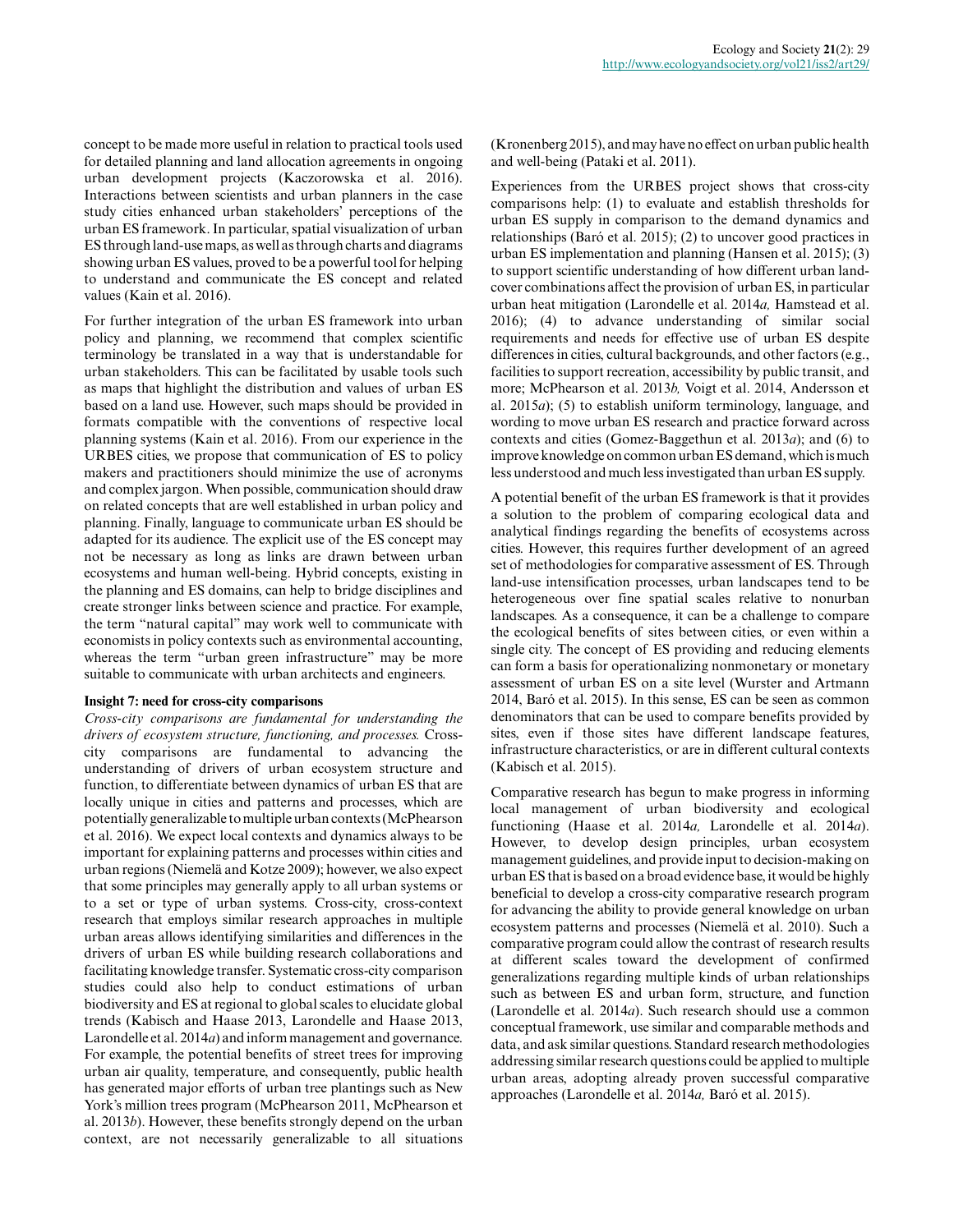concept to be made more useful in relation to practical tools used for detailed planning and land allocation agreements in ongoing urban development projects (Kaczorowska et al. 2016). Interactions between scientists and urban planners in the case study cities enhanced urban stakeholders' perceptions of the urban ES framework. In particular, spatial visualization of urban ES through land-use maps, as well as through charts and diagrams showing urban ES values, proved to be a powerful tool for helping to understand and communicate the ES concept and related values (Kain et al. 2016).

For further integration of the urban ES framework into urban policy and planning, we recommend that complex scientific terminology be translated in a way that is understandable for urban stakeholders. This can be facilitated by usable tools such as maps that highlight the distribution and values of urban ES based on a land use. However, such maps should be provided in formats compatible with the conventions of respective local planning systems (Kain et al. 2016). From our experience in the URBES cities, we propose that communication of ES to policy makers and practitioners should minimize the use of acronyms and complex jargon. When possible, communication should draw on related concepts that are well established in urban policy and planning. Finally, language to communicate urban ES should be adapted for its audience. The explicit use of the ES concept may not be necessary as long as links are drawn between urban ecosystems and human well-being. Hybrid concepts, existing in the planning and ES domains, can help to bridge disciplines and create stronger links between science and practice. For example, the term "natural capital" may work well to communicate with economists in policy contexts such as environmental accounting, whereas the term "urban green infrastructure" may be more suitable to communicate with urban architects and engineers.

#### Insight 7: need for cross-city comparisons

*Cross-city comparisons are fundamental for understanding the drivers of ecosystem structure, functioning, and processes.* Cross-city comparisons are fundamental to advancing the understanding of drivers of urban ecosystem structure and function, to differentiate between dynamics of urban ES that are locally unique in cities and patterns and processes, which are potentially generalizable to multiple urban contexts (McPhearson et al. 2016). We expect local contexts and dynamics always to be important for explaining patterns and processes within cities and urban regions (Niemelä and Kotze 2009); however, we also expect that some principles may generally apply to all urban systems or to a set or type of urban systems. Cross-city, cross-context research that employs similar research approaches in multiple urban areas allows identifying similarities and differences in the drivers of urban ES while building research collaborations and facilitating knowledge transfer. Systematic cross-city comparison studies could also help to conduct estimations of urban biodiversity and ES at regional to global scales to elucidate global trends (Kabisch and Haase 2013, Larondelle and Haase 2013, Larondelle et al. 2014*a*) and inform management and governance. For example, the potential benefits of street trees for improving urban air quality, temperature, and consequently, public health has generated major efforts of urban tree plantings such as New York's million trees program (McPhearson 2011, McPhearson et al. 2013*b*). However, these benefits strongly depend on the urban context, are not necessarily generalizable to all situations (Kronenberg 2015), and may have no effect on urban public health and well-being (Pataki et al. 2011).

Experiences from the URBES project shows that cross-city comparisons help: (1) to evaluate and establish thresholds for urban ES supply in comparison to the demand dynamics and relationships (Baró et al. 2015); (2) to uncover good practices in urban ES implementation and planning (Hansen et al. 2015); (3) to support scientific understanding of how different urban land-cover combinations affect the provision of urban ES, in particular urban heat mitigation (Larondelle et al. 2014*a,* Hamstead et al. 2016); (4) to advance understanding of similar social requirements and needs for effective use of urban ES despite differences in cities, cultural backgrounds, and other factors (e.g., facilities to support recreation, accessibility by public transit, and more; McPhearson et al. 2013*b,* Voigt et al. 2014, Andersson et al. 2015*a*); (5) to establish uniform terminology, language, and wording to move urban ES research and practice forward across contexts and cities (Gomez-Baggethun et al. 2013*a*); and (6) to improve knowledge on common urban ES demand, which is much less understood and much less investigated than urban ES supply.

A potential benefit of the urban ES framework is that it provides a solution to the problem of comparing ecological data and analytical findings regarding the benefits of ecosystems across cities. However, this requires further development of an agreed set of methodologies for comparative assessment of ES. Through land-use intensification processes, urban landscapes tend to be heterogeneous over fine spatial scales relative to nonurban landscapes. As a consequence, it can be a challenge to compare the ecological benefits of sites between cities, or even within a single city. The concept of ES providing and reducing elements can form a basis for operationalizing nonmonetary or monetary assessment of urban ES on a site level (Wurster and Artmann 2014, Baró et al. 2015). In this sense, ES can be seen as common denominators that can be used to compare benefits provided by sites, even if those sites have different landscape features, infrastructure characteristics, or are in different cultural contexts (Kabisch et al. 2015).

Comparative research has begun to make progress in informing local management of urban biodiversity and ecological functioning (Haase et al. 2014*a,* Larondelle et al. 2014*a*). However, to develop design principles, urban ecosystem management guidelines, and provide input to decision-making on urban ES that is based on a broad evidence base, it would be highly beneficial to develop a cross-city comparative research program for advancing the ability to provide general knowledge on urban ecosystem patterns and processes (Niemelä et al. 2010). Such a comparative program could allow the contrast of research results at different scales toward the development of confirmed generalizations regarding multiple kinds of urban relationships such as between ES and urban form, structure, and function (Larondelle et al. 2014*a*). Such research should use a common conceptual framework, use similar and comparable methods and data, and ask similar questions. Standard research methodologies addressing similar research questions could be applied to multiple urban areas, adopting already proven successful comparative approaches (Larondelle et al. 2014*a,* Baró et al. 2015).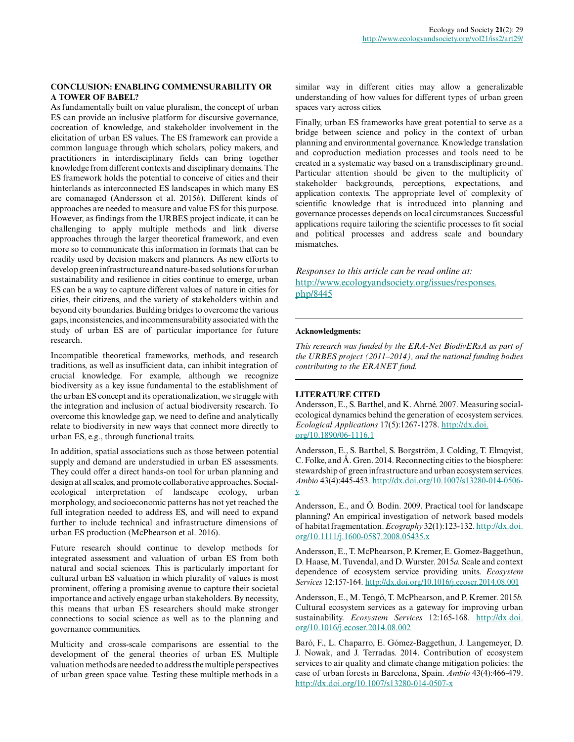## CONCLUSION: ENABLING COMMENSURABILITY OR A TOWER OF BABEL?

As fundamentally built on value pluralism, the concept of urban ES can provide an inclusive platform for discursive governance, cocreation of knowledge, and stakeholder involvement in the elicitation of urban ES values. The ES framework can provide a common language through which scholars, policy makers, and practitioners in interdisciplinary fields can bring together knowledge from different contexts and disciplinary domains. The ES framework holds the potential to conceive of cities and their hinterlands as interconnected ES landscapes in which many ES are comanaged (Andersson et al. 2015*b*). Different kinds of approaches are needed to measure and value ES for this purpose. However, as findings from the URBES project indicate, it can be challenging to apply multiple methods and link diverse approaches through the larger theoretical framework, and even more so to communicate this information in formats that can be readily used by decision makers and planners. As new efforts to develop green infrastructure and nature-based solutions for urban sustainability and resilience in cities continue to emerge, urban ES can be a way to capture different values of nature in cities for cities, their citizens, and the variety of stakeholders within and beyond city boundaries. Building bridges to overcome the various gaps, inconsistencies, and incommensurability associated with the study of urban ES are of particular importance for future research.

Incompatible theoretical frameworks, methods, and research traditions, as well as insufficient data, can inhibit integration of crucial knowledge. For example, although we recognize biodiversity as a key issue fundamental to the establishment of the urban ES concept and its operationalization, we struggle with the integration and inclusion of actual biodiversity research. To overcome this knowledge gap, we need to define and analytically relate to biodiversity in new ways that connect more directly to urban ES, e.g., through functional traits.

In addition, spatial associations such as those between potential supply and demand are understudied in urban ES assessments. They could offer a direct hands-on tool for urban planning and design at all scales, and promote collaborative approaches. Social-ecological interpretation of landscape ecology, urban morphology, and socioeconomic patterns has not yet reached the full integration needed to address ES, and will need to expand further to include technical and infrastructure dimensions of urban ES production (McPhearson et al. 2016).

Future research should continue to develop methods for integrated assessment and valuation of urban ES from both natural and social sciences. This is particularly important for cultural urban ES valuation in which plurality of values is most prominent, offering a promising avenue to capture their societal importance and actively engage urban stakeholders. By necessity, this means that urban ES researchers should make stronger connections to social science as well as to the planning and governance communities.

Multicity and cross-scale comparisons are essential to the development of the general theories of urban ES. Multiple valuation methods are needed to address the multiple perspectives of urban green space value. Testing these multiple methods in a similar way in different cities may allow a generalizable understanding of how values for different types of urban green spaces vary across cities.

Finally, urban ES frameworks have great potential to serve as a bridge between science and policy in the context of urban planning and environmental governance. Knowledge translation and coproduction mediation processes and tools need to be created in a systematic way based on a transdisciplinary ground. Particular attention should be given to the multiplicity of stakeholder backgrounds, perceptions, expectations, and application contexts. The appropriate level of complexity of scientific knowledge that is introduced into planning and governance processes depends on local circumstances. Successful applications require tailoring the scientific processes to fit social and political processes and address scale and boundary mismatches.

*Responses to this article can be read online at:*
http://www.ecologyandsociety.org/issues/responses.php/8445

---

**Acknowledgments:**

*This research was funded by the ERA-Net BiodivERsA as part of the URBES project (2011–2014), and the national funding bodies contributing to the ERANET fund.*

---

## LITERATURE CITED

Andersson, E., S. Barthel, and K. Ahrné. 2007. Measuring social-ecological dynamics behind the generation of ecosystem services. *Ecological Applications* 17(5):1267-1278. http://dx.doi.org/10.1890/06-1116.1

Andersson, E., S. Barthel, S. Borgström, J. Colding, T. Elmqvist, C. Folke, and Å. Gren. 2014. Reconnecting cities to the biosphere: stewardship of green infrastructure and urban ecosystem services. *Ambio* 43(4):445-453. http://dx.doi.org/10.1007/s13280-014-0506-y

Andersson, E., and Ö. Bodin. 2009. Practical tool for landscape planning? An empirical investigation of network based models of habitat fragmentation. *Ecography* 32(1):123-132. http://dx.doi.org/10.1111/j.1600-0587.2008.05435.x

Andersson, E., T. McPhearson, P. Kremer, E. Gomez-Baggethun, D. Haase, M. Tuvendal, and D. Wurster. 2015*a*. Scale and context dependence of ecosystem service providing units. *Ecosystem Services* 12:157-164. http://dx.doi.org/10.1016/j.ecoser.2014.08.001

Andersson, E., M. Tengö, T. McPhearson, and P. Kremer. 2015*b*. Cultural ecosystem services as a gateway for improving urban sustainability. *Ecosystem Services* 12:165-168. http://dx.doi.org/10.1016/j.ecoser.2014.08.002

Baró, F., L. Chaparro, E. Gómez-Baggethun, J. Langemeyer, D. J. Nowak, and J. Terradas. 2014. Contribution of ecosystem services to air quality and climate change mitigation policies: the case of urban forests in Barcelona, Spain. *Ambio* 43(4):466-479. http://dx.doi.org/10.1007/s13280-014-0507-x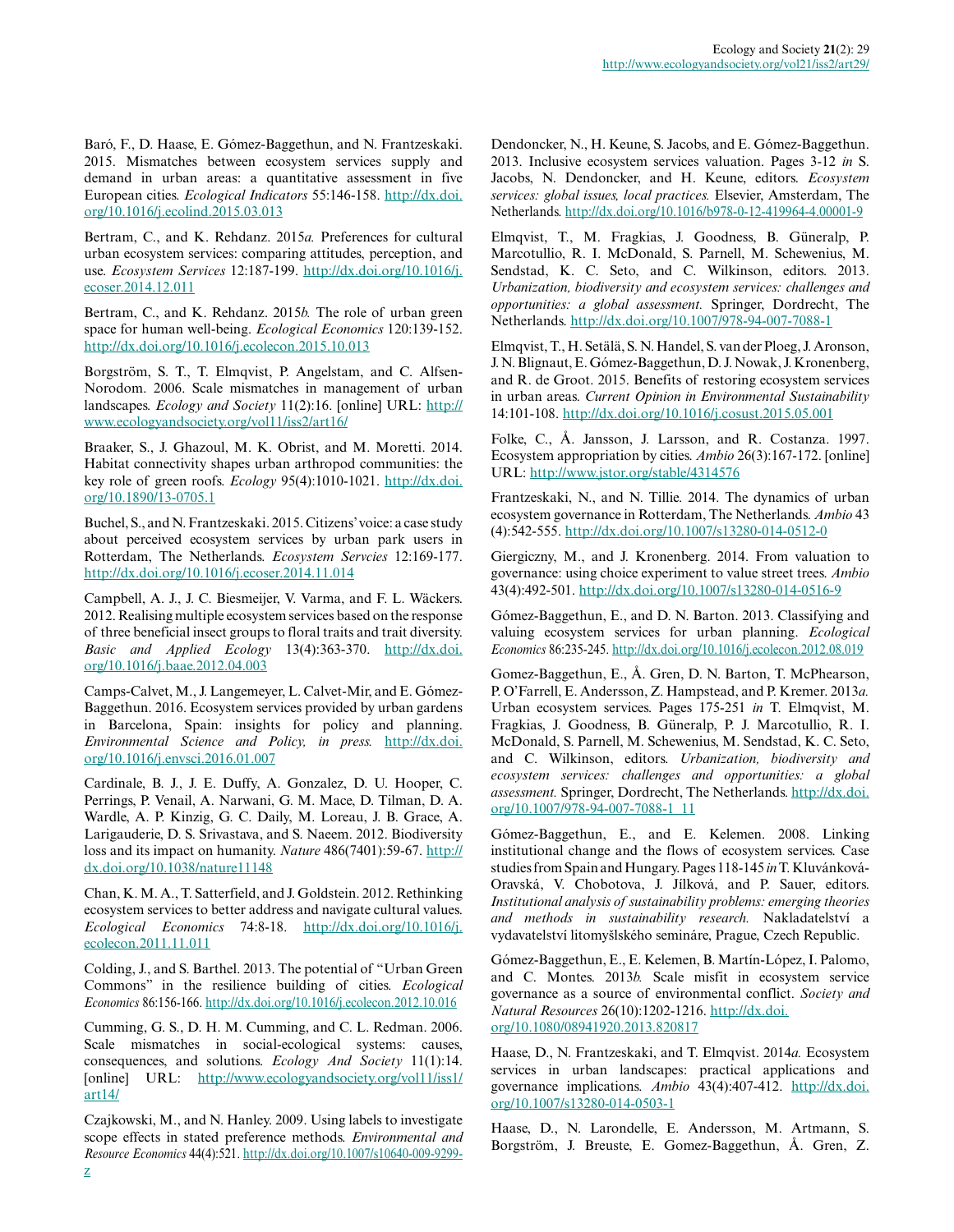Baró, F., D. Haase, E. Gómez-Baggethun, and N. Frantzeskaki. 2015. Mismatches between ecosystem services supply and demand in urban areas: a quantitative assessment in five European cities. *Ecological Indicators* 55:146-158. http://dx.doi.org/10.1016/j.ecolind.2015.03.013

Bertram, C., and K. Rehdanz. 2015*a.* Preferences for cultural urban ecosystem services: comparing attitudes, perception, and use. *Ecosystem Services* 12:187-199. http://dx.doi.org/10.1016/j.ecoser.2014.12.011

Bertram, C., and K. Rehdanz. 2015*b.* The role of urban green space for human well-being. *Ecological Economics* 120:139-152. http://dx.doi.org/10.1016/j.ecolecon.2015.10.013

Borgström, S. T., T. Elmqvist, P. Angelstam, and C. Alfsen-Norodom. 2006. Scale mismatches in management of urban landscapes. *Ecology and Society* 11(2):16. [online] URL: http://www.ecologyandsociety.org/vol11/iss2/art16/

Braaker, S., J. Ghazoul, M. K. Obrist, and M. Moretti. 2014. Habitat connectivity shapes urban arthropod communities: the key role of green roofs. *Ecology* 95(4):1010-1021. http://dx.doi.org/10.1890/13-0705.1

Buchel, S., and N. Frantzeskaki. 2015. Citizens' voice: a case study about perceived ecosystem services by urban park users in Rotterdam, The Netherlands. *Ecosystem Servcies* 12:169-177. http://dx.doi.org/10.1016/j.ecoser.2014.11.014

Campbell, A. J., J. C. Biesmeijer, V. Varma, and F. L. Wäckers. 2012. Realising multiple ecosystem services based on the response of three beneficial insect groups to floral traits and trait diversity. *Basic and Applied Ecology* 13(4):363-370. http://dx.doi.org/10.1016/j.baae.2012.04.003

Camps-Calvet, M., J. Langemeyer, L. Calvet-Mir, and E. Gómez-Baggethun. 2016. Ecosystem services provided by urban gardens in Barcelona, Spain: insights for policy and planning. *Environmental Science and Policy, in press.* http://dx.doi.org/10.1016/j.envsci.2016.01.007

Cardinale, B. J., J. E. Duffy, A. Gonzalez, D. U. Hooper, C. Perrings, P. Venail, A. Narwani, G. M. Mace, D. Tilman, D. A. Wardle, A. P. Kinzig, G. C. Daily, M. Loreau, J. B. Grace, A. Larigauderie, D. S. Srivastava, and S. Naeem. 2012. Biodiversity loss and its impact on humanity. *Nature* 486(7401):59-67. http://dx.doi.org/10.1038/nature11148

Chan, K. M. A., T. Satterfield, and J. Goldstein. 2012. Rethinking ecosystem services to better address and navigate cultural values. *Ecological Economics* 74:8-18. http://dx.doi.org/10.1016/j.ecolecon.2011.11.011

Colding, J., and S. Barthel. 2013. The potential of "Urban Green Commons" in the resilience building of cities. *Ecological Economics* 86:156-166. http://dx.doi.org/10.1016/j.ecolecon.2012.10.016

Cumming, G. S., D. H. M. Cumming, and C. L. Redman. 2006. Scale mismatches in social-ecological systems: causes, consequences, and solutions. *Ecology And Society* 11(1):14. [online] URL: http://www.ecologyandsociety.org/vol11/iss1/art14/

Czajkowski, M., and N. Hanley. 2009. Using labels to investigate scope effects in stated preference methods. *Environmental and Resource Economics* 44(4):521. http://dx.doi.org/10.1007/s10640-009-9299-z

Dendoncker, N., H. Keune, S. Jacobs, and E. Gómez-Baggethun. 2013. Inclusive ecosystem services valuation. Pages 3-12 *in* S. Jacobs, N. Dendoncker, and H. Keune, editors. *Ecosystem services: global issues, local practices.* Elsevier, Amsterdam, The Netherlands. http://dx.doi.org/10.1016/b978-0-12-419964-4.00001-9

Elmqvist, T., M. Fragkias, J. Goodness, B. Güneralp, P. Marcotullio, R. I. McDonald, S. Parnell, M. Schewenius, M. Sendstad, K. C. Seto, and C. Wilkinson, editors. 2013. *Urbanization, biodiversity and ecosystem services: challenges and opportunities: a global assessment.* Springer, Dordrecht, The Netherlands. http://dx.doi.org/10.1007/978-94-007-7088-1

Elmqvist, T., H. Setälä, S. N. Handel, S. van der Ploeg, J. Aronson, J. N. Blignaut, E. Gómez-Baggethun, D. J. Nowak, J. Kronenberg, and R. de Groot. 2015. Benefits of restoring ecosystem services in urban areas. *Current Opinion in Environmental Sustainability* 14:101-108. http://dx.doi.org/10.1016/j.cosust.2015.05.001

Folke, C., Å. Jansson, J. Larsson, and R. Costanza. 1997. Ecosystem appropriation by cities. *Ambio* 26(3):167-172. [online] URL: http://www.jstor.org/stable/4314576

Frantzeskaki, N., and N. Tillie. 2014. The dynamics of urban ecosystem governance in Rotterdam, The Netherlands. *Ambio* 43(4):542-555. http://dx.doi.org/10.1007/s13280-014-0512-0

Giergiczny, M., and J. Kronenberg. 2014. From valuation to governance: using choice experiment to value street trees. *Ambio* 43(4):492-501. http://dx.doi.org/10.1007/s13280-014-0516-9

Gómez-Baggethun, E., and D. N. Barton. 2013. Classifying and valuing ecosystem services for urban planning. *Ecological Economics* 86:235-245. http://dx.doi.org/10.1016/j.ecolecon.2012.08.019

Gomez-Baggethun, E., Å. Gren, D. N. Barton, T. McPhearson, P. O'Farrell, E. Andersson, Z. Hampstead, and P. Kremer. 2013*a.* Urban ecosystem services. Pages 175-251 *in* T. Elmqvist, M. Fragkias, J. Goodness, B. Güneralp, P. J. Marcotullio, R. I. McDonald, S. Parnell, M. Schewenius, M. Sendstad, K. C. Seto, and C. Wilkinson, editors. *Urbanization, biodiversity and ecosystem services: challenges and opportunities: a global assessment.* Springer, Dordrecht, The Netherlands. http://dx.doi.org/10.1007/978-94-007-7088-1_11

Gómez-Baggethun, E., and E. Kelemen. 2008. Linking institutional change and the flows of ecosystem services. Case studies from Spain and Hungary. Pages 118-145 *in* T. Kluvánková-Oravská, V. Chobotova, J. Jílková, and P. Sauer, editors. *Institutional analysis of sustainability problems: emerging theories and methods in sustainability research.* Nakladatelství a vydavatelství litomyšlského semináre, Prague, Czech Republic.

Gómez-Baggethun, E., E. Kelemen, B. Martín-López, I. Palomo, and C. Montes. 2013*b.* Scale misfit in ecosystem service governance as a source of environmental conflict. *Society and Natural Resources* 26(10):1202-1216. http://dx.doi.org/10.1080/08941920.2013.820817

Haase, D., N. Frantzeskaki, and T. Elmqvist. 2014*a.* Ecosystem services in urban landscapes: practical applications and governance implications. *Ambio* 43(4):407-412. http://dx.doi.org/10.1007/s13280-014-0503-1

Haase, D., N. Larondelle, E. Andersson, M. Artmann, S. Borgström, J. Breuste, E. Gomez-Baggethun, Å. Gren, Z.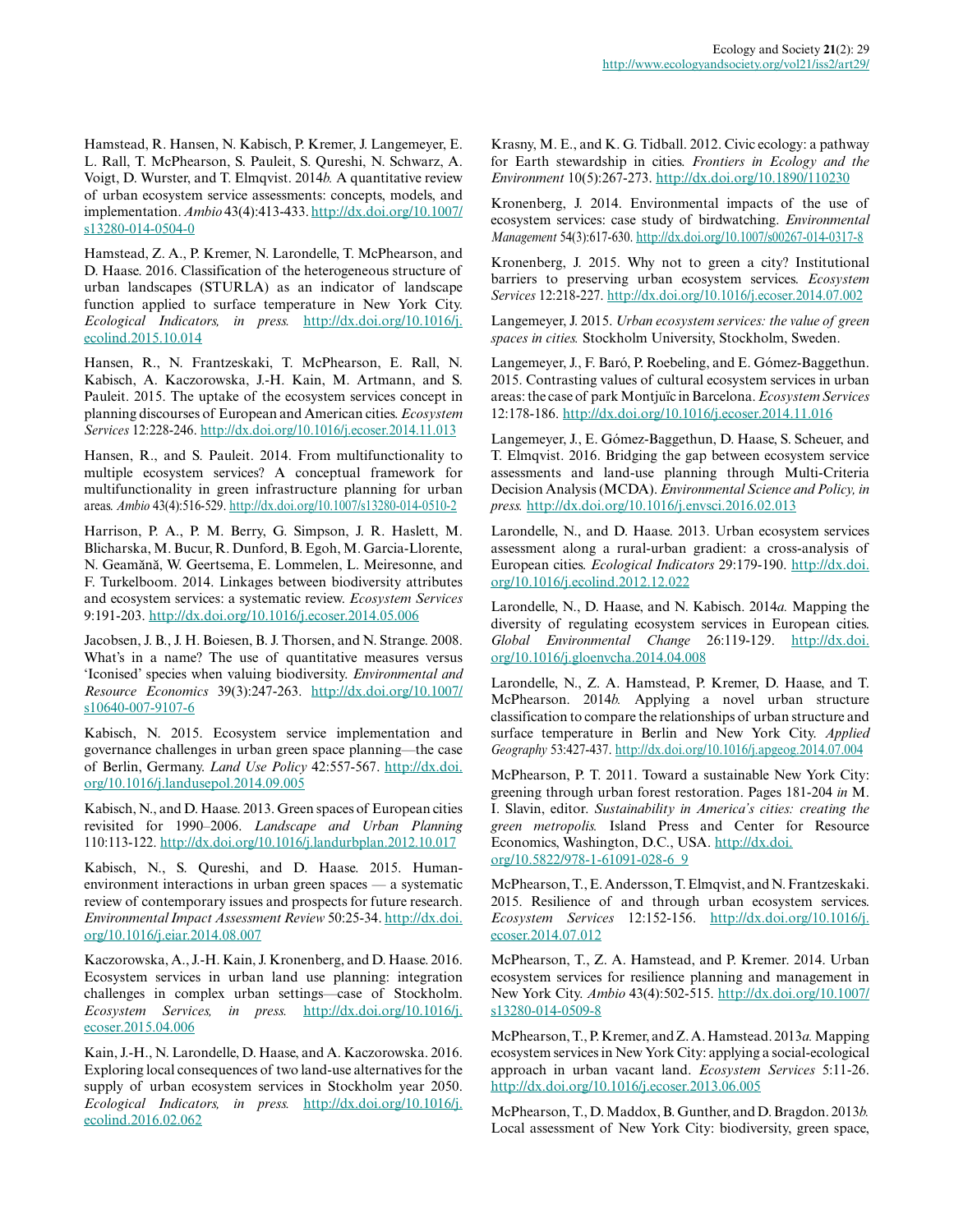Hamstead, R. Hansen, N. Kabisch, P. Kremer, J. Langemeyer, E. L. Rall, T. McPhearson, S. Pauleit, S. Qureshi, N. Schwarz, A. Voigt, D. Wurster, and T. Elmqvist. 2014*b*. A quantitative review of urban ecosystem service assessments: concepts, models, and implementation. *Ambio* 43(4):413-433. http://dx.doi.org/10.1007/s13280-014-0504-0

Hamstead, Z. A., P. Kremer, N. Larondelle, T. McPhearson, and D. Haase. 2016. Classification of the heterogeneous structure of urban landscapes (STURLA) as an indicator of landscape function applied to surface temperature in New York City. *Ecological Indicators, in press.* http://dx.doi.org/10.1016/j.ecolind.2015.10.014

Hansen, R., N. Frantzeskaki, T. McPhearson, E. Rall, N. Kabisch, A. Kaczorowska, J.-H. Kain, M. Artmann, and S. Pauleit. 2015. The uptake of the ecosystem services concept in planning discourses of European and American cities. *Ecosystem Services* 12:228-246. http://dx.doi.org/10.1016/j.ecoser.2014.11.013

Hansen, R., and S. Pauleit. 2014. From multifunctionality to multiple ecosystem services? A conceptual framework for multifunctionality in green infrastructure planning for urban areas. *Ambio* 43(4):516-529. http://dx.doi.org/10.1007/s13280-014-0510-2

Harrison, P. A., P. M. Berry, G. Simpson, J. R. Haslett, M. Blicharska, M. Bucur, R. Dunford, B. Egoh, M. Garcia-Llorente, N. Geamănă, W. Geertsema, E. Lommelen, L. Meiresonne, and F. Turkelboom. 2014. Linkages between biodiversity attributes and ecosystem services: a systematic review. *Ecosystem Services* 9:191-203. http://dx.doi.org/10.1016/j.ecoser.2014.05.006

Jacobsen, J. B., J. H. Boiesen, B. J. Thorsen, and N. Strange. 2008. What's in a name? The use of quantitative measures versus 'Iconised' species when valuing biodiversity. *Environmental and Resource Economics* 39(3):247-263. http://dx.doi.org/10.1007/s10640-007-9107-6

Kabisch, N. 2015. Ecosystem service implementation and governance challenges in urban green space planning—the case of Berlin, Germany. *Land Use Policy* 42:557-567. http://dx.doi.org/10.1016/j.landusepol.2014.09.005

Kabisch, N., and D. Haase. 2013. Green spaces of European cities revisited for 1990–2006. *Landscape and Urban Planning* 110:113-122. http://dx.doi.org/10.1016/j.landurbplan.2012.10.017

Kabisch, N., S. Qureshi, and D. Haase. 2015. Human-environment interactions in urban green spaces — a systematic review of contemporary issues and prospects for future research. *Environmental Impact Assessment Review* 50:25-34. http://dx.doi.org/10.1016/j.eiar.2014.08.007

Kaczorowska, A., J.-H. Kain, J. Kronenberg, and D. Haase. 2016. Ecosystem services in urban land use planning: integration challenges in complex urban settings—case of Stockholm. *Ecosystem Services, in press.* http://dx.doi.org/10.1016/j.ecoser.2015.04.006

Kain, J.-H., N. Larondelle, D. Haase, and A. Kaczorowska. 2016. Exploring local consequences of two land-use alternatives for the supply of urban ecosystem services in Stockholm year 2050. *Ecological Indicators, in press.* http://dx.doi.org/10.1016/j.ecolind.2016.02.062

Krasny, M. E., and K. G. Tidball. 2012. Civic ecology: a pathway for Earth stewardship in cities. *Frontiers in Ecology and the Environment* 10(5):267-273. http://dx.doi.org/10.1890/110230

Kronenberg, J. 2014. Environmental impacts of the use of ecosystem services: case study of birdwatching. *Environmental Management* 54(3):617-630. http://dx.doi.org/10.1007/s00267-014-0317-8

Kronenberg, J. 2015. Why not to green a city? Institutional barriers to preserving urban ecosystem services. *Ecosystem Services* 12:218-227. http://dx.doi.org/10.1016/j.ecoser.2014.07.002

Langemeyer, J. 2015. *Urban ecosystem services: the value of green spaces in cities.* Stockholm University, Stockholm, Sweden.

Langemeyer, J., F. Baró, P. Roebeling, and E. Gómez-Baggethun. 2015. Contrasting values of cultural ecosystem services in urban areas: the case of park Montjuïc in Barcelona. *Ecosystem Services* 12:178-186. http://dx.doi.org/10.1016/j.ecoser.2014.11.016

Langemeyer, J., E. Gómez-Baggethun, D. Haase, S. Scheuer, and T. Elmqvist. 2016. Bridging the gap between ecosystem service assessments and land-use planning through Multi-Criteria Decision Analysis (MCDA). *Environmental Science and Policy, in press.* http://dx.doi.org/10.1016/j.envsci.2016.02.013

Larondelle, N., and D. Haase. 2013. Urban ecosystem services assessment along a rural-urban gradient: a cross-analysis of European cities. *Ecological Indicators* 29:179-190. http://dx.doi.org/10.1016/j.ecolind.2012.12.022

Larondelle, N., D. Haase, and N. Kabisch. 2014*a*. Mapping the diversity of regulating ecosystem services in European cities. *Global Environmental Change* 26:119-129. http://dx.doi.org/10.1016/j.gloenvcha.2014.04.008

Larondelle, N., Z. A. Hamstead, P. Kremer, D. Haase, and T. McPhearson. 2014*b*. Applying a novel urban structure classification to compare the relationships of urban structure and surface temperature in Berlin and New York City. *Applied Geography* 53:427-437. http://dx.doi.org/10.1016/j.apgeog.2014.07.004

McPhearson, P. T. 2011. Toward a sustainable New York City: greening through urban forest restoration. Pages 181-204 *in* M. I. Slavin, editor. *Sustainability in America's cities: creating the green metropolis.* Island Press and Center for Resource Economics, Washington, D.C., USA. http://dx.doi.org/10.5822/978-1-61091-028-6_9

McPhearson, T., E. Andersson, T. Elmqvist, and N. Frantzeskaki. 2015. Resilience of and through urban ecosystem services. *Ecosystem Services* 12:152-156. http://dx.doi.org/10.1016/j.ecoser.2014.07.012

McPhearson, T., Z. A. Hamstead, and P. Kremer. 2014. Urban ecosystem services for resilience planning and management in New York City. *Ambio* 43(4):502-515. http://dx.doi.org/10.1007/s13280-014-0509-8

McPhearson, T., P. Kremer, and Z. A. Hamstead. 2013*a*. Mapping ecosystem services in New York City: applying a social-ecological approach in urban vacant land. *Ecosystem Services* 5:11-26. http://dx.doi.org/10.1016/j.ecoser.2013.06.005

McPhearson, T., D. Maddox, B. Gunther, and D. Bragdon. 2013*b*. Local assessment of New York City: biodiversity, green space,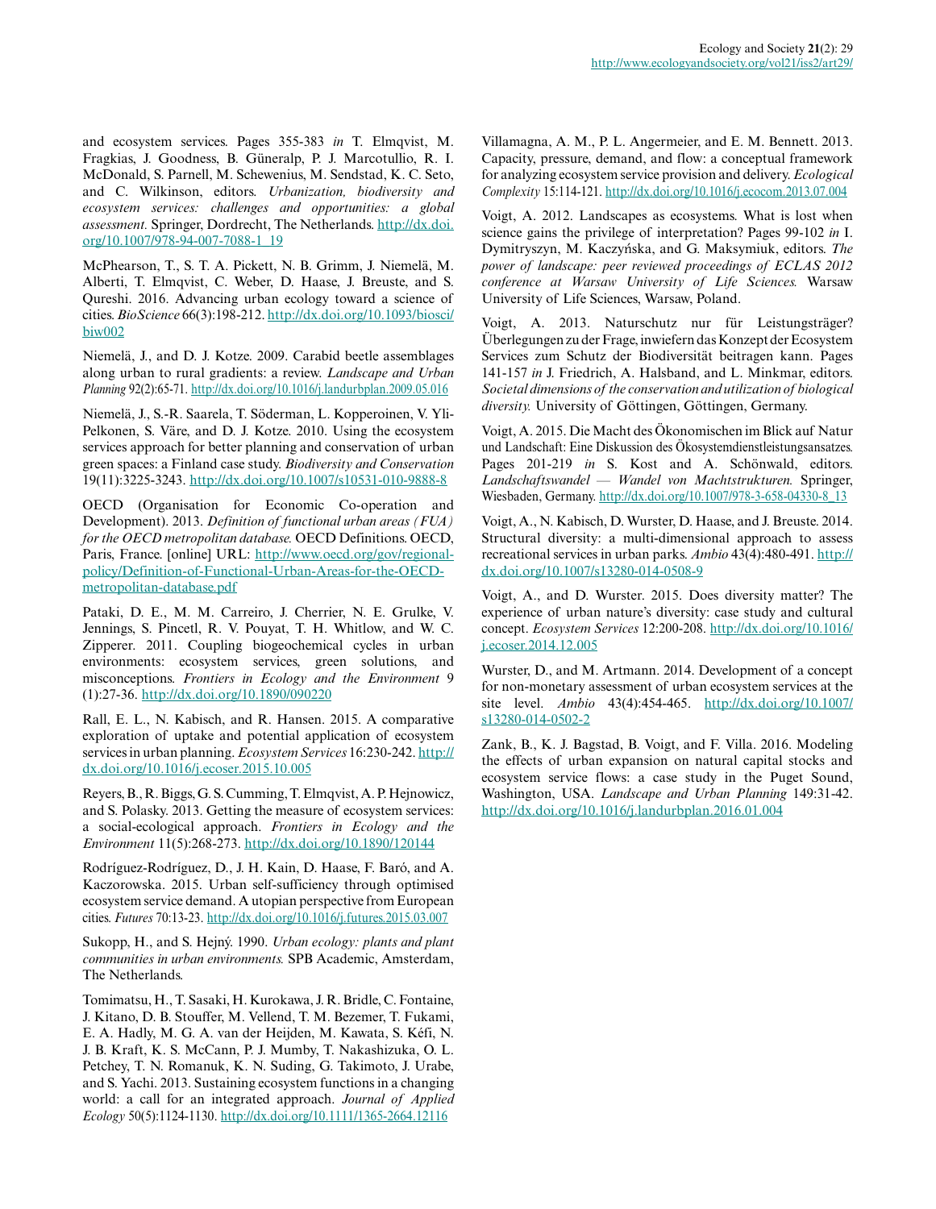and ecosystem services. Pages 355-383 *in* T. Elmqvist, M. Fragkias, J. Goodness, B. Güneralp, P. J. Marcotullio, R. I. McDonald, S. Parnell, M. Schewenius, M. Sendstad, K. C. Seto, and C. Wilkinson, editors. *Urbanization, biodiversity and ecosystem services: challenges and opportunities: a global assessment.* Springer, Dordrecht, The Netherlands. http://dx.doi.org/10.1007/978-94-007-7088-1_19

McPhearson, T., S. T. A. Pickett, N. B. Grimm, J. Niemelä, M. Alberti, T. Elmqvist, C. Weber, D. Haase, J. Breuste, and S. Qureshi. 2016. Advancing urban ecology toward a science of cities. *BioScience* 66(3):198-212. http://dx.doi.org/10.1093/biosci/biw002

Niemelä, J., and D. J. Kotze. 2009. Carabid beetle assemblages along urban to rural gradients: a review. *Landscape and Urban Planning* 92(2):65-71. http://dx.doi.org/10.1016/j.landurbplan.2009.05.016

Niemelä, J., S.-R. Saarela, T. Söderman, L. Kopperoinen, V. Yli-Pelkonen, S. Väre, and D. J. Kotze. 2010. Using the ecosystem services approach for better planning and conservation of urban green spaces: a Finland case study. *Biodiversity and Conservation* 19(11):3225-3243. http://dx.doi.org/10.1007/s10531-010-9888-8

OECD (Organisation for Economic Co-operation and Development). 2013. *Definition of functional urban areas (FUA) for the OECD metropolitan database.* OECD Definitions. OECD, Paris, France. [online] URL: http://www.oecd.org/gov/regional-policy/Definition-of-Functional-Urban-Areas-for-the-OECD-metropolitan-database.pdf

Pataki, D. E., M. M. Carreiro, J. Cherrier, N. E. Grulke, V. Jennings, S. Pincetl, R. V. Pouyat, T. H. Whitlow, and W. C. Zipperer. 2011. Coupling biogeochemical cycles in urban environments: ecosystem services, green solutions, and misconceptions. *Frontiers in Ecology and the Environment* 9(1):27-36. http://dx.doi.org/10.1890/090220

Rall, E. L., N. Kabisch, and R. Hansen. 2015. A comparative exploration of uptake and potential application of ecosystem services in urban planning. *Ecosystem Services* 16:230-242. http://dx.doi.org/10.1016/j.ecoser.2015.10.005

Reyers, B., R. Biggs, G. S. Cumming, T. Elmqvist, A. P. Hejnowicz, and S. Polasky. 2013. Getting the measure of ecosystem services: a social-ecological approach. *Frontiers in Ecology and the Environment* 11(5):268-273. http://dx.doi.org/10.1890/120144

Rodríguez-Rodríguez, D., J. H. Kain, D. Haase, F. Baró, and A. Kaczorowska. 2015. Urban self-sufficiency through optimised ecosystem service demand. A utopian perspective from European cities. *Futures* 70:13-23. http://dx.doi.org/10.1016/j.futures.2015.03.007

Sukopp, H., and S. Hejný. 1990. *Urban ecology: plants and plant communities in urban environments.* SPB Academic, Amsterdam, The Netherlands.

Tomimatsu, H., T. Sasaki, H. Kurokawa, J. R. Bridle, C. Fontaine, J. Kitano, D. B. Stouffer, M. Vellend, T. M. Bezemer, T. Fukami, E. A. Hadly, M. G. A. van der Heijden, M. Kawata, S. Kéfi, N. J. B. Kraft, K. S. McCann, P. J. Mumby, T. Nakashizuka, O. L. Petchey, T. N. Romanuk, K. N. Suding, G. Takimoto, J. Urabe, and S. Yachi. 2013. Sustaining ecosystem functions in a changing world: a call for an integrated approach. *Journal of Applied Ecology* 50(5):1124-1130. http://dx.doi.org/10.1111/1365-2664.12116

Villamagna, A. M., P. L. Angermeier, and E. M. Bennett. 2013. Capacity, pressure, demand, and flow: a conceptual framework for analyzing ecosystem service provision and delivery. *Ecological Complexity* 15:114-121. http://dx.doi.org/10.1016/j.ecocom.2013.07.004

Voigt, A. 2012. Landscapes as ecosystems. What is lost when science gains the privilege of interpretation? Pages 99-102 *in* I. Dymitryszyn, M. Kaczyńska, and G. Maksymiuk, editors. *The power of landscape: peer reviewed proceedings of ECLAS 2012 conference at Warsaw University of Life Sciences.* Warsaw University of Life Sciences, Warsaw, Poland.

Voigt, A. 2013. Naturschutz nur für Leistungsträger? Überlegungen zu der Frage, inwiefern das Konzept der Ecosystem Services zum Schutz der Biodiversität beitragen kann. Pages 141-157 *in* J. Friedrich, A. Halsband, and L. Minkmar, editors. *Societal dimensions of the conservation and utilization of biological diversity.* University of Göttingen, Göttingen, Germany.

Voigt, A. 2015. Die Macht des Ökonomischen im Blick auf Natur und Landschaft: Eine Diskussion des Ökosystemdienstleistungsansatzes. Pages 201-219 *in* S. Kost and A. Schönwald, editors. *Landschaftswandel — Wandel von Machtstrukturen.* Springer, Wiesbaden, Germany. http://dx.doi.org/10.1007/978-3-658-04330-8_13

Voigt, A., N. Kabisch, D. Wurster, D. Haase, and J. Breuste. 2014. Structural diversity: a multi-dimensional approach to assess recreational services in urban parks. *Ambio* 43(4):480-491. http://dx.doi.org/10.1007/s13280-014-0508-9

Voigt, A., and D. Wurster. 2015. Does diversity matter? The experience of urban nature's diversity: case study and cultural concept. *Ecosystem Services* 12:200-208. http://dx.doi.org/10.1016/j.ecoser.2014.12.005

Wurster, D., and M. Artmann. 2014. Development of a concept for non-monetary assessment of urban ecosystem services at the site level. *Ambio* 43(4):454-465. http://dx.doi.org/10.1007/s13280-014-0502-2

Zank, B., K. J. Bagstad, B. Voigt, and F. Villa. 2016. Modeling the effects of urban expansion on natural capital stocks and ecosystem service flows: a case study in the Puget Sound, Washington, USA. *Landscape and Urban Planning* 149:31-42. http://dx.doi.org/10.1016/j.landurbplan.2016.01.004